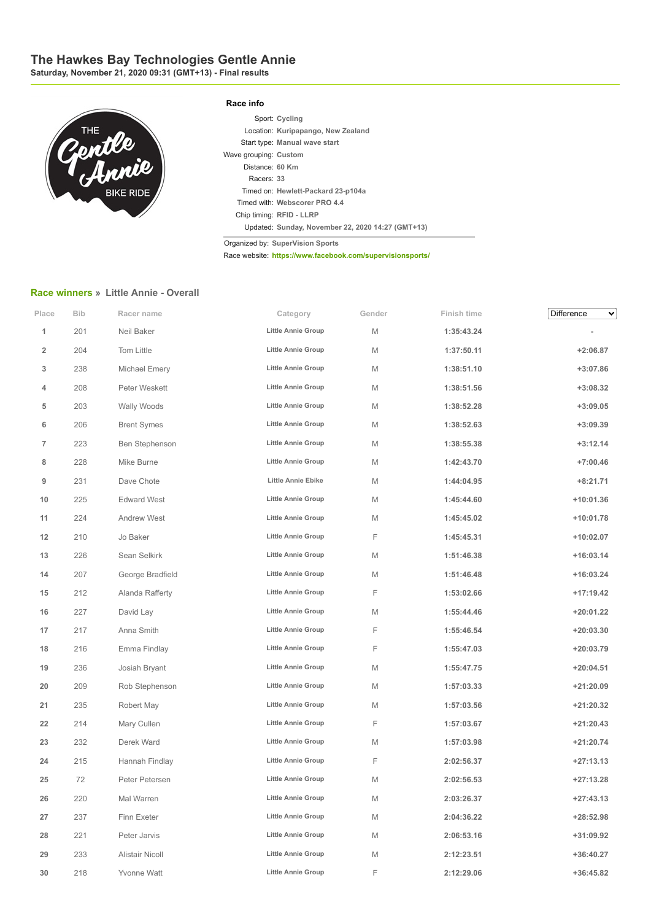# The Hawkes Bay Technologies Gentle Annie

**Saturday, November 21, 2020 09:31 (GMT+13) - Final results**

### Race info

Sport: **Cycling**
Location: **Kuripapango, New Zealand**
Start type: **Manual wave start**
Wave grouping: **Custom**
Distance: **60 Km**
Racers: **33**
Timed on: **Hewlett-Packard 23-p104a**
Timed with: **Webscorer PRO 4.4**
Chip timing: **RFID - LLRP**
Updated: **Sunday, November 22, 2020 14:27 (GMT+13)**

Organized by: **SuperVision Sports**
Race website: **https://www.facebook.com/supervisionsports/**

## Race winners » Little Annie - Overall

| Place | Bib | Racer name | Category | Gender | Finish time | Difference |
|---|---|---|---|---|---|---|
| 1 | 201 | Neil Baker | Little Annie Group | M | 1:35:43.24 | - |
| 2 | 204 | Tom Little | Little Annie Group | M | 1:37:50.11 | +2:06.87 |
| 3 | 238 | Michael Emery | Little Annie Group | M | 1:38:51.10 | +3:07.86 |
| 4 | 208 | Peter Weskett | Little Annie Group | M | 1:38:51.56 | +3:08.32 |
| 5 | 203 | Wally Woods | Little Annie Group | M | 1:38:52.28 | +3:09.05 |
| 6 | 206 | Brent Symes | Little Annie Group | M | 1:38:52.63 | +3:09.39 |
| 7 | 223 | Ben Stephenson | Little Annie Group | M | 1:38:55.38 | +3:12.14 |
| 8 | 228 | Mike Burne | Little Annie Group | M | 1:42:43.70 | +7:00.46 |
| 9 | 231 | Dave Chote | Little Annie Ebike | M | 1:44:04.95 | +8:21.71 |
| 10 | 225 | Edward West | Little Annie Group | M | 1:45:44.60 | +10:01.36 |
| 11 | 224 | Andrew West | Little Annie Group | M | 1:45:45.02 | +10:01.78 |
| 12 | 210 | Jo Baker | Little Annie Group | F | 1:45:45.31 | +10:02.07 |
| 13 | 226 | Sean Selkirk | Little Annie Group | M | 1:51:46.38 | +16:03.14 |
| 14 | 207 | George Bradfield | Little Annie Group | M | 1:51:46.48 | +16:03.24 |
| 15 | 212 | Alanda Rafferty | Little Annie Group | F | 1:53:02.66 | +17:19.42 |
| 16 | 227 | David Lay | Little Annie Group | M | 1:55:44.46 | +20:01.22 |
| 17 | 217 | Anna Smith | Little Annie Group | F | 1:55:46.54 | +20:03.30 |
| 18 | 216 | Emma Findlay | Little Annie Group | F | 1:55:47.03 | +20:03.79 |
| 19 | 236 | Josiah Bryant | Little Annie Group | M | 1:55:47.75 | +20:04.51 |
| 20 | 209 | Rob Stephenson | Little Annie Group | M | 1:57:03.33 | +21:20.09 |
| 21 | 235 | Robert May | Little Annie Group | M | 1:57:03.56 | +21:20.32 |
| 22 | 214 | Mary Cullen | Little Annie Group | F | 1:57:03.67 | +21:20.43 |
| 23 | 232 | Derek Ward | Little Annie Group | M | 1:57:03.98 | +21:20.74 |
| 24 | 215 | Hannah Findlay | Little Annie Group | F | 2:02:56.37 | +27:13.13 |
| 25 | 72 | Peter Petersen | Little Annie Group | M | 2:02:56.53 | +27:13.28 |
| 26 | 220 | Mal Warren | Little Annie Group | M | 2:03:26.37 | +27:43.13 |
| 27 | 237 | Finn Exeter | Little Annie Group | M | 2:04:36.22 | +28:52.98 |
| 28 | 221 | Peter Jarvis | Little Annie Group | M | 2:06:53.16 | +31:09.92 |
| 29 | 233 | Alistair Nicoll | Little Annie Group | M | 2:12:23.51 | +36:40.27 |
| 30 | 218 | Yvonne Watt | Little Annie Group | F | 2:12:29.06 | +36:45.82 |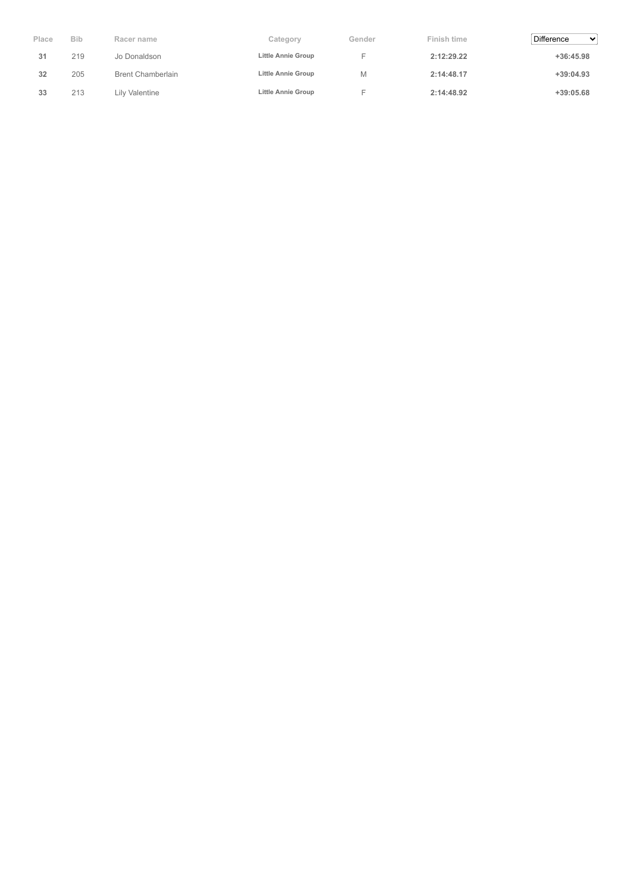| Place | Bib | Racer name | Category | Gender | Finish time | Difference |
|---|---|---|---|---|---|---|
| 31 | 219 | Jo Donaldson | Little Annie Group | F | 2:12:29.22 | +36:45.98 |
| 32 | 205 | Brent Chamberlain | Little Annie Group | M | 2:14:48.17 | +39:04.93 |
| 33 | 213 | Lily Valentine | Little Annie Group | F | 2:14:48.92 | +39:05.68 |